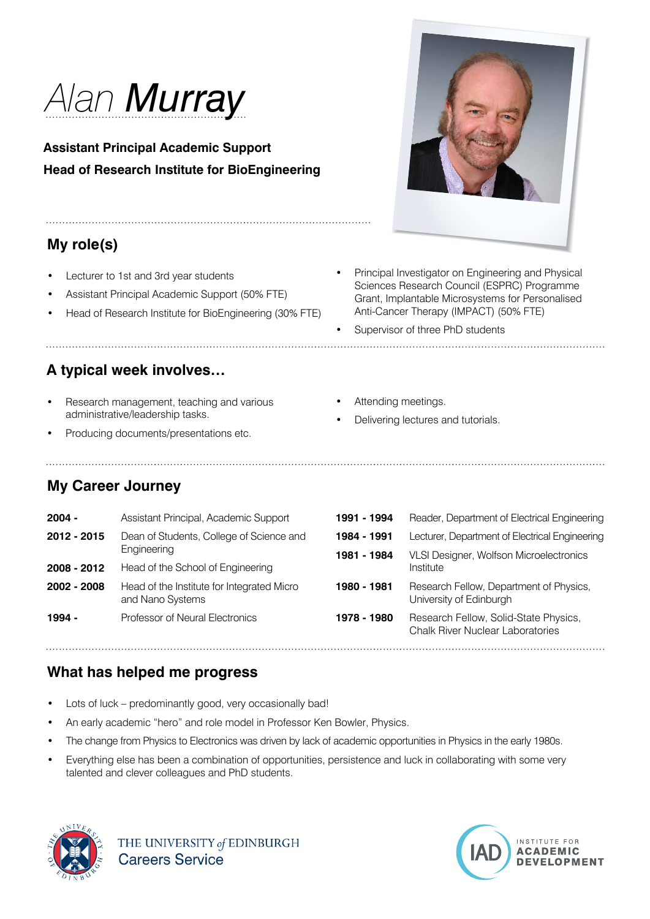# Alan Murray

**Assistant Principal Academic Support**
**Head of Research Institute for BioEngineering**

## My role(s)

- Lecturer to 1st and 3rd year students
- Assistant Principal Academic Support (50% FTE)
- Head of Research Institute for BioEngineering (30% FTE)
- Principal Investigator on Engineering and Physical Sciences Research Council (ESPRC) Programme Grant, Implantable Microsystems for Personalised Anti-Cancer Therapy (IMPACT) (50% FTE)
- Supervisor of three PhD students

## A typical week involves…

- Research management, teaching and various administrative/leadership tasks.
- Producing documents/presentations etc.
- Attending meetings.
- Delivering lectures and tutorials.

## My Career Journey

| | |
|---|---|
| **2004 -** | Assistant Principal, Academic Support |
| **2012 - 2015** | Dean of Students, College of Science and Engineering |
| **2008 - 2012** | Head of the School of Engineering |
| **2002 - 2008** | Head of the Institute for Integrated Micro and Nano Systems |
| **1994 -** | Professor of Neural Electronics |
| **1991 - 1994** | Reader, Department of Electrical Engineering |
| **1984 - 1991** | Lecturer, Department of Electrical Engineering |
| **1981 - 1984** | VLSI Designer, Wolfson Microelectronics Institute |
| **1980 - 1981** | Research Fellow, Department of Physics, University of Edinburgh |
| **1978 - 1980** | Research Fellow, Solid-State Physics, Chalk River Nuclear Laboratories |

## What has helped me progress

- Lots of luck – predominantly good, very occasionally bad!
- An early academic "hero" and role model in Professor Ken Bowler, Physics.
- The change from Physics to Electronics was driven by lack of academic opportunities in Physics in the early 1980s.
- Everything else has been a combination of opportunities, persistence and luck in collaborating with some very talented and clever colleagues and PhD students.

THE UNIVERSITY *of* EDINBURGH
Careers Service

IAD INSTITUTE FOR ACADEMIC DEVELOPMENT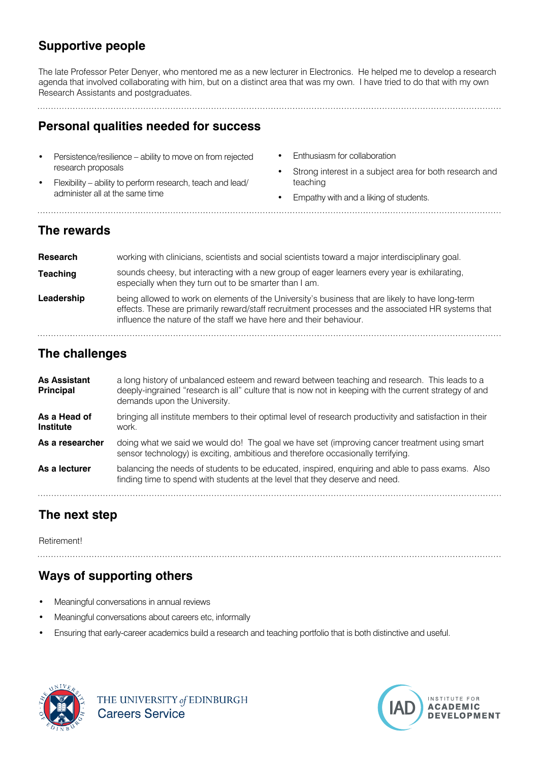## Supportive people

The late Professor Peter Denyer, who mentored me as a new lecturer in Electronics. He helped me to develop a research agenda that involved collaborating with him, but on a distinct area that was my own. I have tried to do that with my own Research Assistants and postgraduates.

## Personal qualities needed for success

- Persistence/resilience – ability to move on from rejected research proposals
- Flexibility – ability to perform research, teach and lead/administer all at the same time
- Enthusiasm for collaboration
- Strong interest in a subject area for both research and teaching
- Empathy with and a liking of students.

## The rewards

**Research** working with clinicians, scientists and social scientists toward a major interdisciplinary goal.

**Teaching** sounds cheesy, but interacting with a new group of eager learners every year is exhilarating, especially when they turn out to be smarter than I am.

**Leadership** being allowed to work on elements of the University's business that are likely to have long-term effects. These are primarily reward/staff recruitment processes and the associated HR systems that influence the nature of the staff we have here and their behaviour.

## The challenges

**As Assistant Principal** a long history of unbalanced esteem and reward between teaching and research. This leads to a deeply-ingrained "research is all" culture that is now not in keeping with the current strategy of and demands upon the University.

**As a Head of Institute** bringing all institute members to their optimal level of research productivity and satisfaction in their work.

**As a researcher** doing what we said we would do! The goal we have set (improving cancer treatment using smart sensor technology) is exciting, ambitious and therefore occasionally terrifying.

**As a lecturer** balancing the needs of students to be educated, inspired, enquiring and able to pass exams. Also finding time to spend with students at the level that they deserve and need.

## The next step

Retirement!

## Ways of supporting others

- Meaningful conversations in annual reviews
- Meaningful conversations about careers etc, informally
- Ensuring that early-career academics build a research and teaching portfolio that is both distinctive and useful.

THE UNIVERSITY of EDINBURGH Careers Service

INSTITUTE FOR ACADEMIC DEVELOPMENT